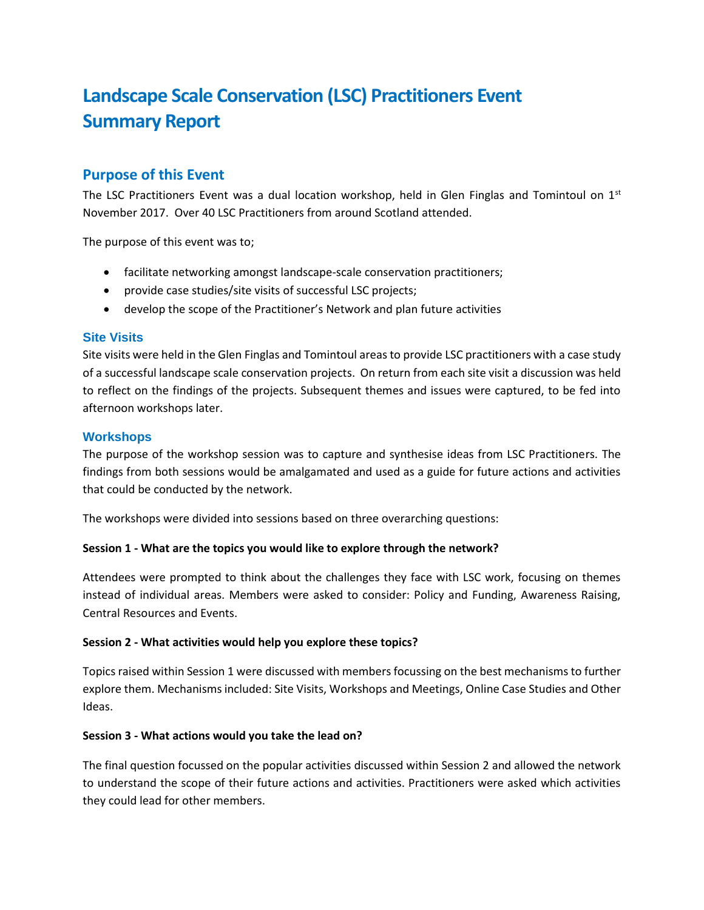# Landscape Scale Conservation (LSC) Practitioners Event Summary Report

## Purpose of this Event

The LSC Practitioners Event was a dual location workshop, held in Glen Finglas and Tomintoul on 1st November 2017. Over 40 LSC Practitioners from around Scotland attended.

The purpose of this event was to;

- facilitate networking amongst landscape-scale conservation practitioners;
- provide case studies/site visits of successful LSC projects;
- develop the scope of the Practitioner's Network and plan future activities

### Site Visits

Site visits were held in the Glen Finglas and Tomintoul areas to provide LSC practitioners with a case study of a successful landscape scale conservation projects. On return from each site visit a discussion was held to reflect on the findings of the projects. Subsequent themes and issues were captured, to be fed into afternoon workshops later.

### Workshops

The purpose of the workshop session was to capture and synthesise ideas from LSC Practitioners. The findings from both sessions would be amalgamated and used as a guide for future actions and activities that could be conducted by the network.

The workshops were divided into sessions based on three overarching questions:

**Session 1 - What are the topics you would like to explore through the network?**

Attendees were prompted to think about the challenges they face with LSC work, focusing on themes instead of individual areas. Members were asked to consider: Policy and Funding, Awareness Raising, Central Resources and Events.

**Session 2 - What activities would help you explore these topics?**

Topics raised within Session 1 were discussed with members focussing on the best mechanisms to further explore them. Mechanisms included: Site Visits, Workshops and Meetings, Online Case Studies and Other Ideas.

**Session 3 - What actions would you take the lead on?**

The final question focussed on the popular activities discussed within Session 2 and allowed the network to understand the scope of their future actions and activities. Practitioners were asked which activities they could lead for other members.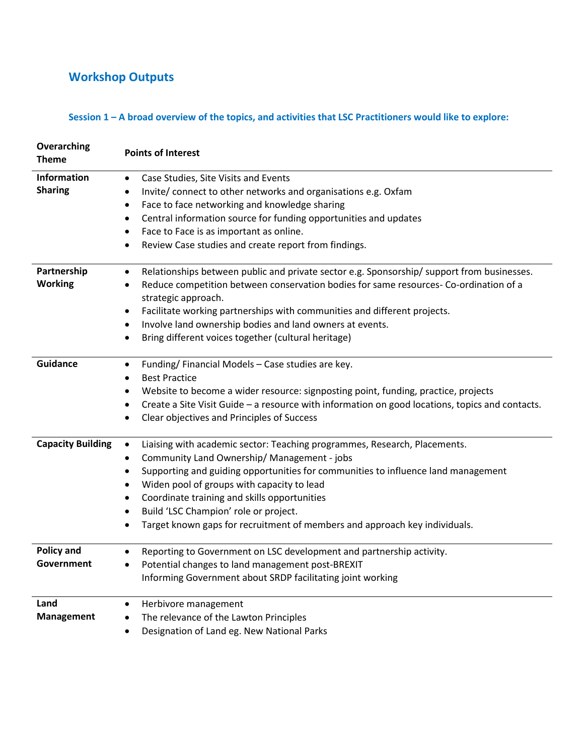## Workshop Outputs

### Session 1 – A broad overview of the topics, and activities that LSC Practitioners would like to explore:

| Overarching Theme | Points of Interest |
|---|---|
| **Information Sharing** | • Case Studies, Site Visits and Events<br>• Invite/ connect to other networks and organisations e.g. Oxfam<br>• Face to face networking and knowledge sharing<br>• Central information source for funding opportunities and updates<br>• Face to Face is as important as online.<br>• Review Case studies and create report from findings. |
| **Partnership Working** | • Relationships between public and private sector e.g. Sponsorship/ support from businesses.<br>• Reduce competition between conservation bodies for same resources- Co-ordination of a strategic approach.<br>• Facilitate working partnerships with communities and different projects.<br>• Involve land ownership bodies and land owners at events.<br>• Bring different voices together (cultural heritage) |
| **Guidance** | • Funding/ Financial Models – Case studies are key.<br>• Best Practice<br>• Website to become a wider resource: signposting point, funding, practice, projects<br>• Create a Site Visit Guide – a resource with information on good locations, topics and contacts.<br>• Clear objectives and Principles of Success |
| **Capacity Building** | • Liaising with academic sector: Teaching programmes, Research, Placements.<br>• Community Land Ownership/ Management - jobs<br>• Supporting and guiding opportunities for communities to influence land management<br>• Widen pool of groups with capacity to lead<br>• Coordinate training and skills opportunities<br>• Build 'LSC Champion' role or project.<br>• Target known gaps for recruitment of members and approach key individuals. |
| **Policy and Government** | • Reporting to Government on LSC development and partnership activity.<br>• Potential changes to land management post-BREXIT<br>Informing Government about SRDP facilitating joint working |
| **Land Management** | • Herbivore management<br>• The relevance of the Lawton Principles<br>• Designation of Land eg. New National Parks |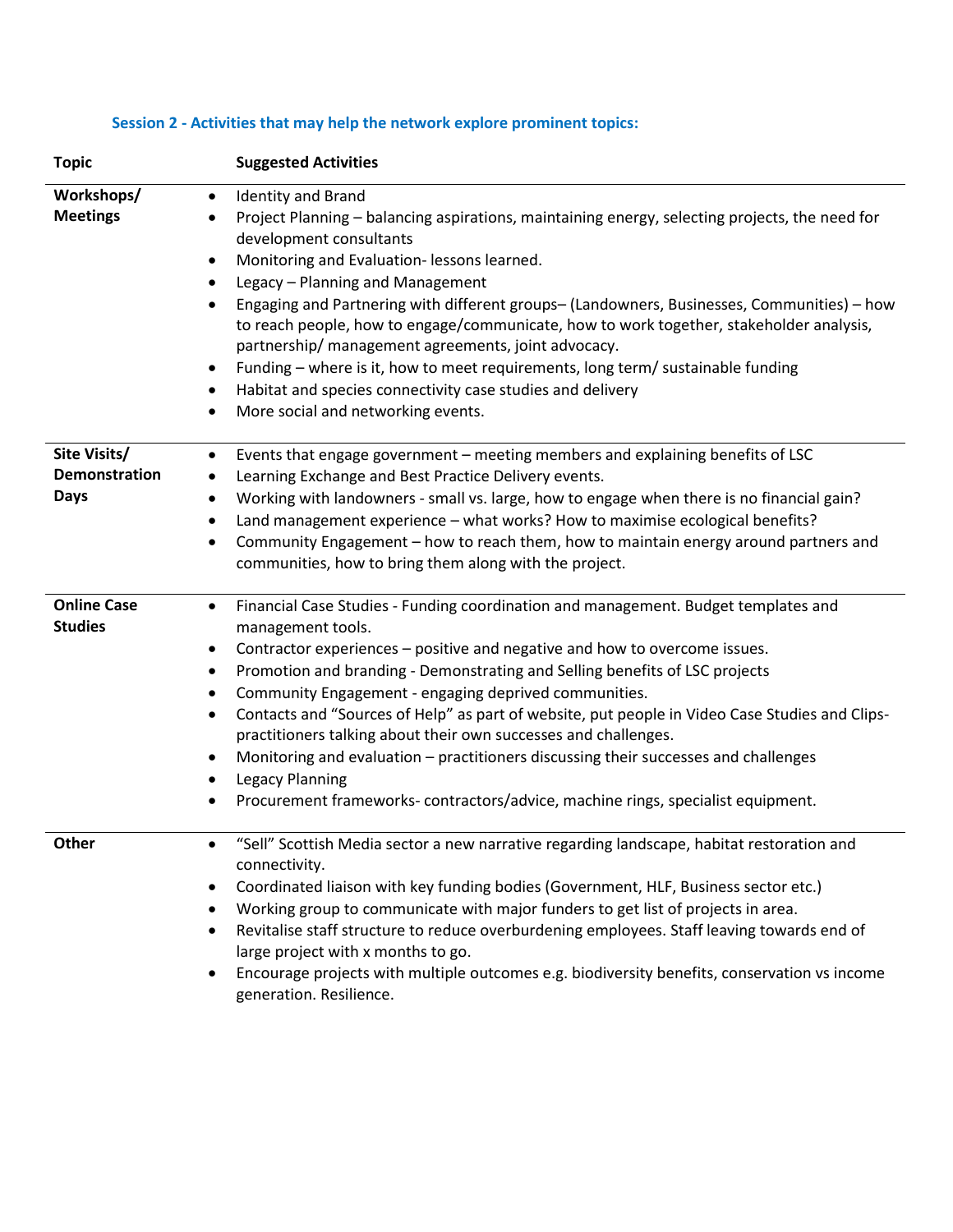### Session 2 - Activities that may help the network explore prominent topics:

| Topic | Suggested Activities |
|---|---|
| **Workshops/ Meetings** | • Identity and Brand<br>• Project Planning – balancing aspirations, maintaining energy, selecting projects, the need for development consultants<br>• Monitoring and Evaluation- lessons learned.<br>• Legacy – Planning and Management<br>• Engaging and Partnering with different groups– (Landowners, Businesses, Communities) – how to reach people, how to engage/communicate, how to work together, stakeholder analysis, partnership/ management agreements, joint advocacy.<br>• Funding – where is it, how to meet requirements, long term/ sustainable funding<br>• Habitat and species connectivity case studies and delivery<br>• More social and networking events. |
| **Site Visits/ Demonstration Days** | • Events that engage government – meeting members and explaining benefits of LSC<br>• Learning Exchange and Best Practice Delivery events.<br>• Working with landowners - small vs. large, how to engage when there is no financial gain?<br>• Land management experience – what works? How to maximise ecological benefits?<br>• Community Engagement – how to reach them, how to maintain energy around partners and communities, how to bring them along with the project. |
| **Online Case Studies** | • Financial Case Studies - Funding coordination and management. Budget templates and management tools.<br>• Contractor experiences – positive and negative and how to overcome issues.<br>• Promotion and branding - Demonstrating and Selling benefits of LSC projects<br>• Community Engagement - engaging deprived communities.<br>• Contacts and "Sources of Help" as part of website, put people in Video Case Studies and Clips- practitioners talking about their own successes and challenges.<br>• Monitoring and evaluation – practitioners discussing their successes and challenges<br>• Legacy Planning<br>• Procurement frameworks- contractors/advice, machine rings, specialist equipment. |
| **Other** | • "Sell" Scottish Media sector a new narrative regarding landscape, habitat restoration and connectivity.<br>• Coordinated liaison with key funding bodies (Government, HLF, Business sector etc.)<br>• Working group to communicate with major funders to get list of projects in area.<br>• Revitalise staff structure to reduce overburdening employees. Staff leaving towards end of large project with x months to go.<br>• Encourage projects with multiple outcomes e.g. biodiversity benefits, conservation vs income generation. Resilience. |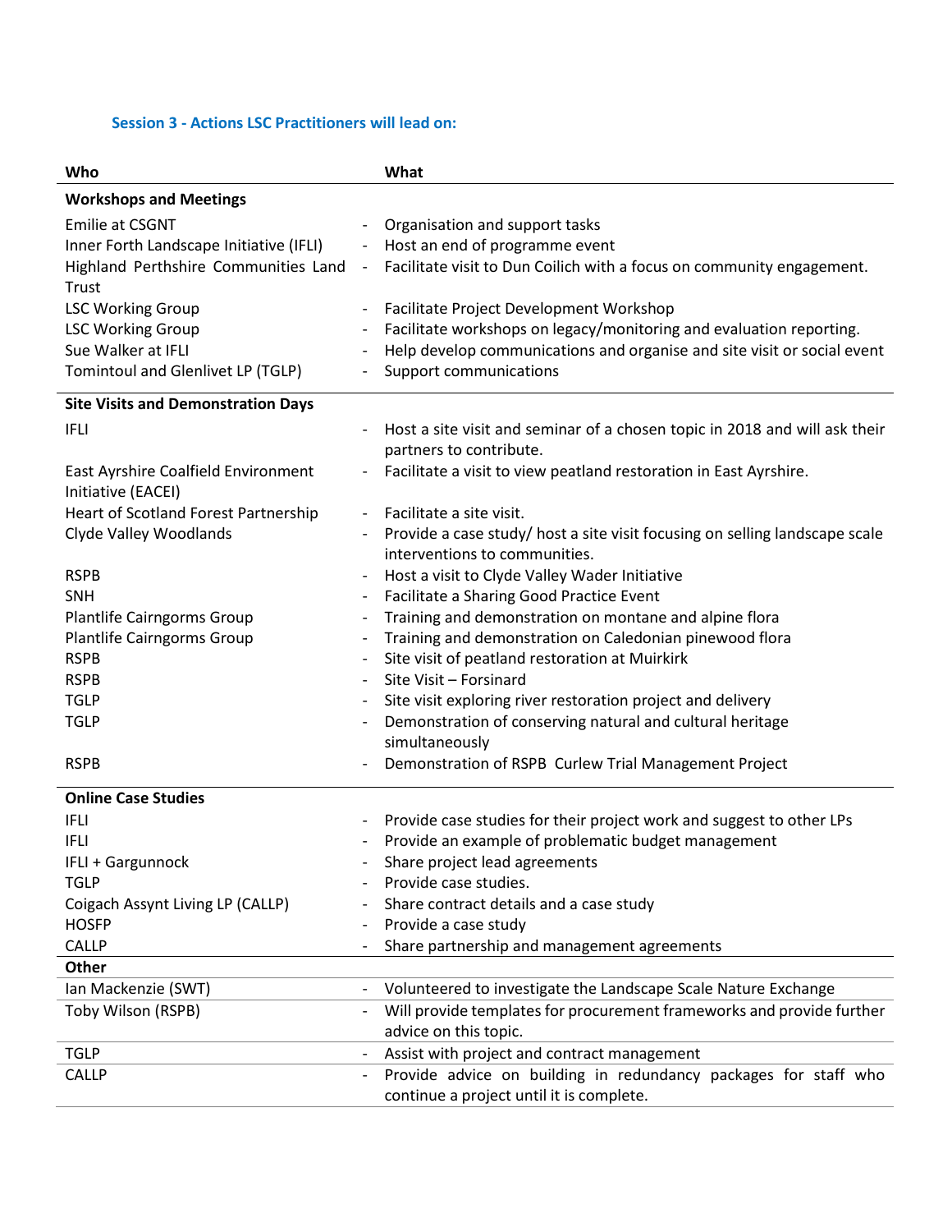### Session 3 - Actions LSC Practitioners will lead on:

| Who | What |
|---|---|
| **Workshops and Meetings** | |
| Emilie at CSGNT | - Organisation and support tasks |
| Inner Forth Landscape Initiative (IFLI) | - Host an end of programme event |
| Highland Perthshire Communities Land Trust | - Facilitate visit to Dun Coilich with a focus on community engagement. |
| LSC Working Group | - Facilitate Project Development Workshop |
| LSC Working Group | - Facilitate workshops on legacy/monitoring and evaluation reporting. |
| Sue Walker at IFLI | - Help develop communications and organise and site visit or social event |
| Tomintoul and Glenlivet LP (TGLP) | - Support communications |
| **Site Visits and Demonstration Days** | |
| IFLI | - Host a site visit and seminar of a chosen topic in 2018 and will ask their partners to contribute. |
| East Ayrshire Coalfield Environment Initiative (EACEI) | - Facilitate a visit to view peatland restoration in East Ayrshire. |
| Heart of Scotland Forest Partnership | - Facilitate a site visit. |
| Clyde Valley Woodlands | - Provide a case study/ host a site visit focusing on selling landscape scale interventions to communities. |
| RSPB | - Host a visit to Clyde Valley Wader Initiative |
| SNH | - Facilitate a Sharing Good Practice Event |
| Plantlife Cairngorms Group | - Training and demonstration on montane and alpine flora |
| Plantlife Cairngorms Group | - Training and demonstration on Caledonian pinewood flora |
| RSPB | - Site visit of peatland restoration at Muirkirk |
| RSPB | - Site Visit – Forsinard |
| TGLP | - Site visit exploring river restoration project and delivery |
| TGLP | - Demonstration of conserving natural and cultural heritage simultaneously |
| RSPB | - Demonstration of RSPB Curlew Trial Management Project |
| **Online Case Studies** | |
| IFLI | - Provide case studies for their project work and suggest to other LPs |
| IFLI | - Provide an example of problematic budget management |
| IFLI + Gargunnock | - Share project lead agreements |
| TGLP | - Provide case studies. |
| Coigach Assynt Living LP (CALLP) | - Share contract details and a case study |
| HOSFP | - Provide a case study |
| CALLP | - Share partnership and management agreements |
| **Other** | |
| Ian Mackenzie (SWT) | - Volunteered to investigate the Landscape Scale Nature Exchange |
| Toby Wilson (RSPB) | - Will provide templates for procurement frameworks and provide further advice on this topic. |
| TGLP | - Assist with project and contract management |
| CALLP | - Provide advice on building in redundancy packages for staff who continue a project until it is complete. |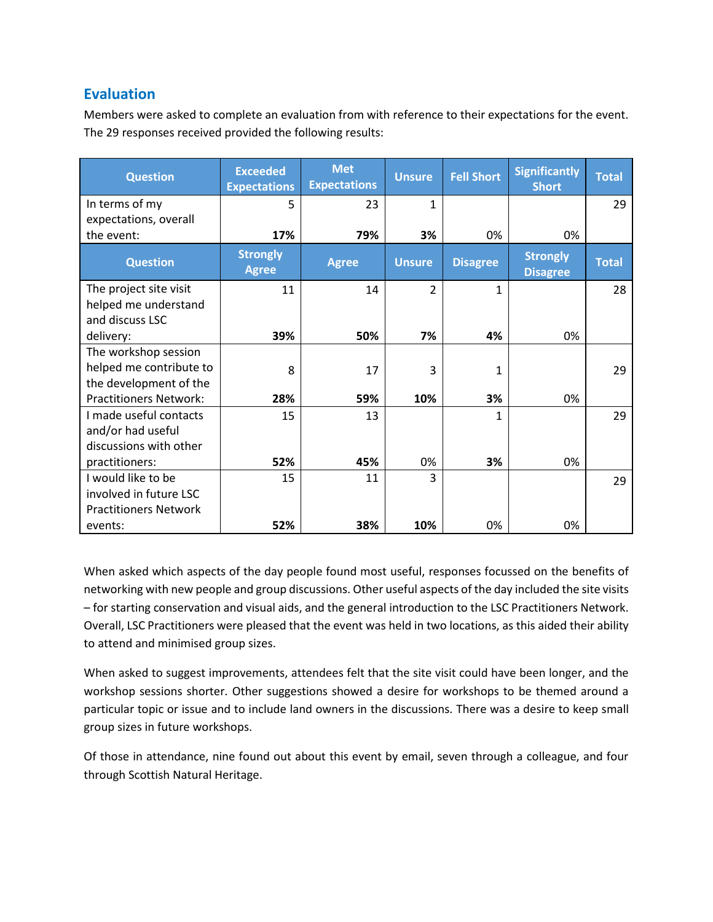## Evaluation

Members were asked to complete an evaluation from with reference to their expectations for the event. The 29 responses received provided the following results:

| Question | Exceeded Expectations | Met Expectations | Unsure | Fell Short | Significantly Short | Total |
|---|---|---|---|---|---|---|
| In terms of my expectations, overall the event: | 5<br>**17%** | 23<br>**79%** | 1<br>**3%** | 0% | 0% | 29 |
| **Question** | **Strongly Agree** | **Agree** | **Unsure** | **Disagree** | **Strongly Disagree** | **Total** |
| The project site visit helped me understand and discuss LSC delivery: | 11<br>**39%** | 14<br>**50%** | 2<br>**7%** | 1<br>**4%** | 0% | 28 |
| The workshop session helped me contribute to the development of the Practitioners Network: | 8<br>**28%** | 17<br>**59%** | 3<br>**10%** | 1<br>**3%** | 0% | 29 |
| I made useful contacts and/or had useful discussions with other practitioners: | 15<br>**52%** | 13<br>**45%** | 0% | 1<br>**3%** | 0% | 29 |
| I would like to be involved in future LSC Practitioners Network events: | 15<br>**52%** | 11<br>**38%** | 3<br>**10%** | 0% | 0% | 29 |

When asked which aspects of the day people found most useful, responses focussed on the benefits of networking with new people and group discussions. Other useful aspects of the day included the site visits – for starting conservation and visual aids, and the general introduction to the LSC Practitioners Network. Overall, LSC Practitioners were pleased that the event was held in two locations, as this aided their ability to attend and minimised group sizes.

When asked to suggest improvements, attendees felt that the site visit could have been longer, and the workshop sessions shorter. Other suggestions showed a desire for workshops to be themed around a particular topic or issue and to include land owners in the discussions. There was a desire to keep small group sizes in future workshops.

Of those in attendance, nine found out about this event by email, seven through a colleague, and four through Scottish Natural Heritage.